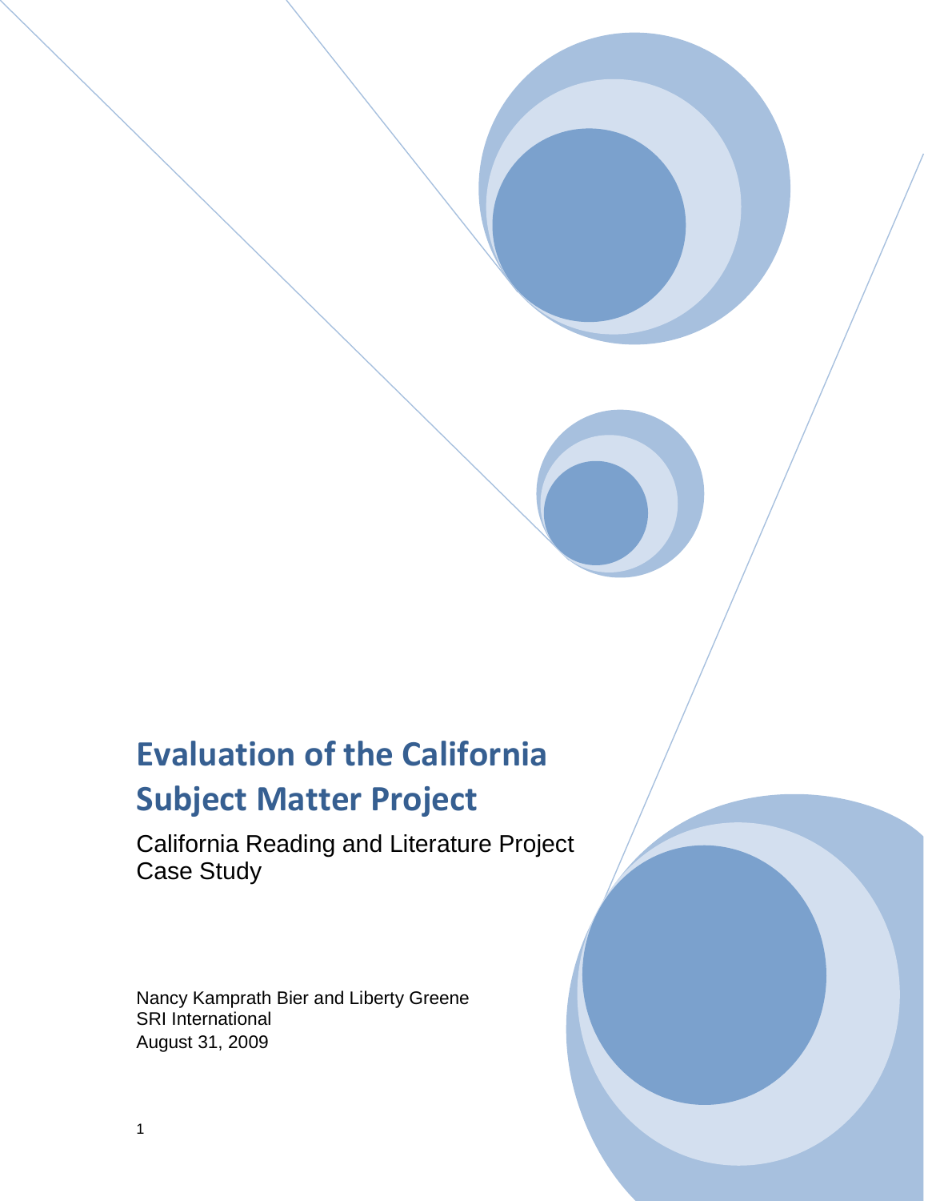# Evaluation of the California Subject Matter Project

California Reading and Literature Project
Case Study

Nancy Kamprath Bier and Liberty Greene
SRI International
August 31, 2009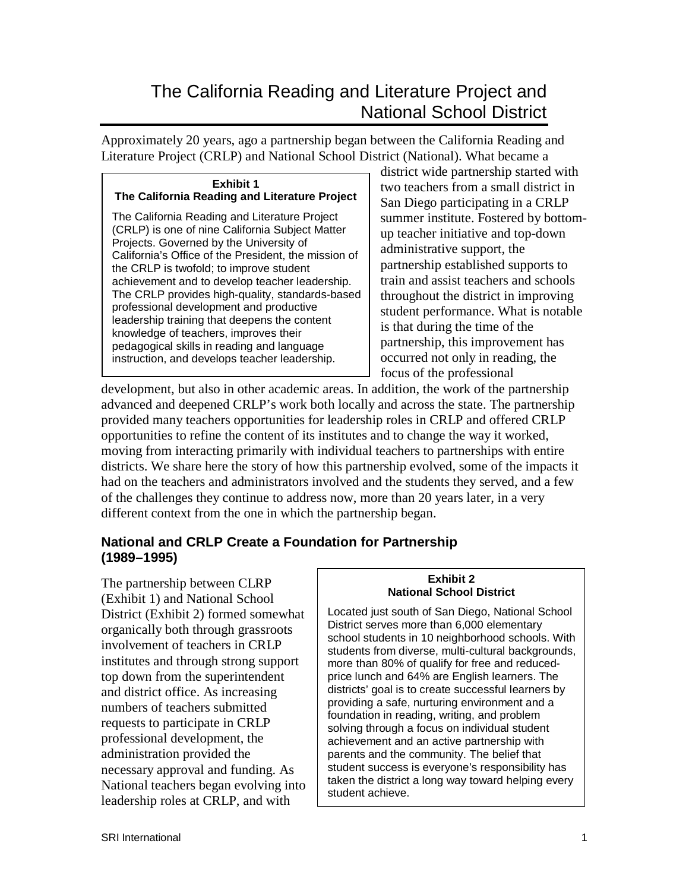# The California Reading and Literature Project and National School District

Approximately 20 years, ago a partnership began between the California Reading and Literature Project (CRLP) and National School District (National). What became a district wide partnership started with two teachers from a small district in San Diego participating in a CRLP summer institute. Fostered by bottom-up teacher initiative and top-down administrative support, the partnership established supports to train and assist teachers and schools throughout the district in improving student performance. What is notable is that during the time of the partnership, this improvement has occurred not only in reading, the focus of the professional development, but also in other academic areas. In addition, the work of the partnership advanced and deepened CRLP's work both locally and across the state. The partnership provided many teachers opportunities for leadership roles in CRLP and offered CRLP opportunities to refine the content of its institutes and to change the way it worked, moving from interacting primarily with individual teachers to partnerships with entire districts. We share here the story of how this partnership evolved, some of the impacts it had on the teachers and administrators involved and the students they served, and a few of the challenges they continue to address now, more than 20 years later, in a very different context from the one in which the partnership began.

> **Exhibit 1**
> **The California Reading and Literature Project**
>
> The California Reading and Literature Project (CRLP) is one of nine California Subject Matter Projects. Governed by the University of California's Office of the President, the mission of the CRLP is twofold; to improve student achievement and to develop teacher leadership. The CRLP provides high-quality, standards-based professional development and productive leadership training that deepens the content knowledge of teachers, improves their pedagogical skills in reading and language instruction, and develops teacher leadership.

## National and CRLP Create a Foundation for Partnership (1989–1995)

The partnership between CLRP (Exhibit 1) and National School District (Exhibit 2) formed somewhat organically both through grassroots involvement of teachers in CRLP institutes and through strong support top down from the superintendent and district office. As increasing numbers of teachers submitted requests to participate in CRLP professional development, the administration provided the necessary approval and funding. As National teachers began evolving into leadership roles at CRLP, and with

> **Exhibit 2**
> **National School District**
>
> Located just south of San Diego, National School District serves more than 6,000 elementary school students in 10 neighborhood schools. With students from diverse, multi-cultural backgrounds, more than 80% of qualify for free and reduced-price lunch and 64% are English learners. The districts' goal is to create successful learners by providing a safe, nurturing environment and a foundation in reading, writing, and problem solving through a focus on individual student achievement and an active partnership with parents and the community. The belief that student success is everyone's responsibility has taken the district a long way toward helping every student achieve.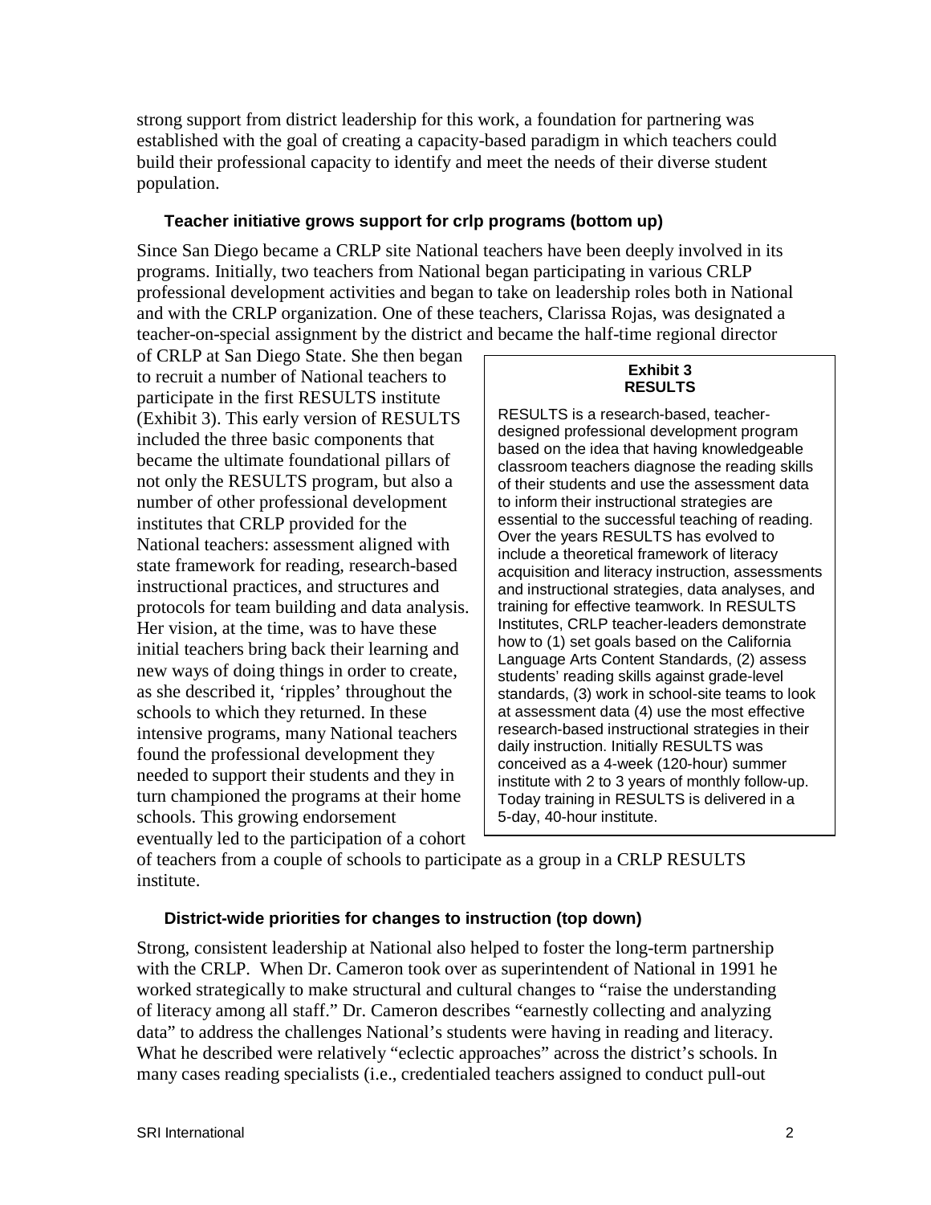strong support from district leadership for this work, a foundation for partnering was established with the goal of creating a capacity-based paradigm in which teachers could build their professional capacity to identify and meet the needs of their diverse student population.

### Teacher initiative grows support for crlp programs (bottom up)

Since San Diego became a CRLP site National teachers have been deeply involved in its programs. Initially, two teachers from National began participating in various CRLP professional development activities and began to take on leadership roles both in National and with the CRLP organization. One of these teachers, Clarissa Rojas, was designated a teacher-on-special assignment by the district and became the half-time regional director of CRLP at San Diego State. She then began to recruit a number of National teachers to participate in the first RESULTS institute (Exhibit 3). This early version of RESULTS included the three basic components that became the ultimate foundational pillars of not only the RESULTS program, but also a number of other professional development institutes that CRLP provided for the National teachers: assessment aligned with state framework for reading, research-based instructional practices, and structures and protocols for team building and data analysis. Her vision, at the time, was to have these initial teachers bring back their learning and new ways of doing things in order to create, as she described it, 'ripples' throughout the schools to which they returned. In these intensive programs, many National teachers found the professional development they needed to support their students and they in turn championed the programs at their home schools. This growing endorsement eventually led to the participation of a cohort of teachers from a couple of schools to participate as a group in a CRLP RESULTS institute.

> **Exhibit 3**
> **RESULTS**
>
> RESULTS is a research-based, teacher-designed professional development program based on the idea that having knowledgeable classroom teachers diagnose the reading skills of their students and use the assessment data to inform their instructional strategies are essential to the successful teaching of reading. Over the years RESULTS has evolved to include a theoretical framework of literacy acquisition and literacy instruction, assessments and instructional strategies, data analyses, and training for effective teamwork. In RESULTS Institutes, CRLP teacher-leaders demonstrate how to (1) set goals based on the California Language Arts Content Standards, (2) assess students' reading skills against grade-level standards, (3) work in school-site teams to look at assessment data (4) use the most effective research-based instructional strategies in their daily instruction. Initially RESULTS was conceived as a 4-week (120-hour) summer institute with 2 to 3 years of monthly follow-up. Today training in RESULTS is delivered in a 5-day, 40-hour institute.

### District-wide priorities for changes to instruction (top down)

Strong, consistent leadership at National also helped to foster the long-term partnership with the CRLP. When Dr. Cameron took over as superintendent of National in 1991 he worked strategically to make structural and cultural changes to "raise the understanding of literacy among all staff." Dr. Cameron describes "earnestly collecting and analyzing data" to address the challenges National's students were having in reading and literacy. What he described were relatively "eclectic approaches" across the district's schools. In many cases reading specialists (i.e., credentialed teachers assigned to conduct pull-out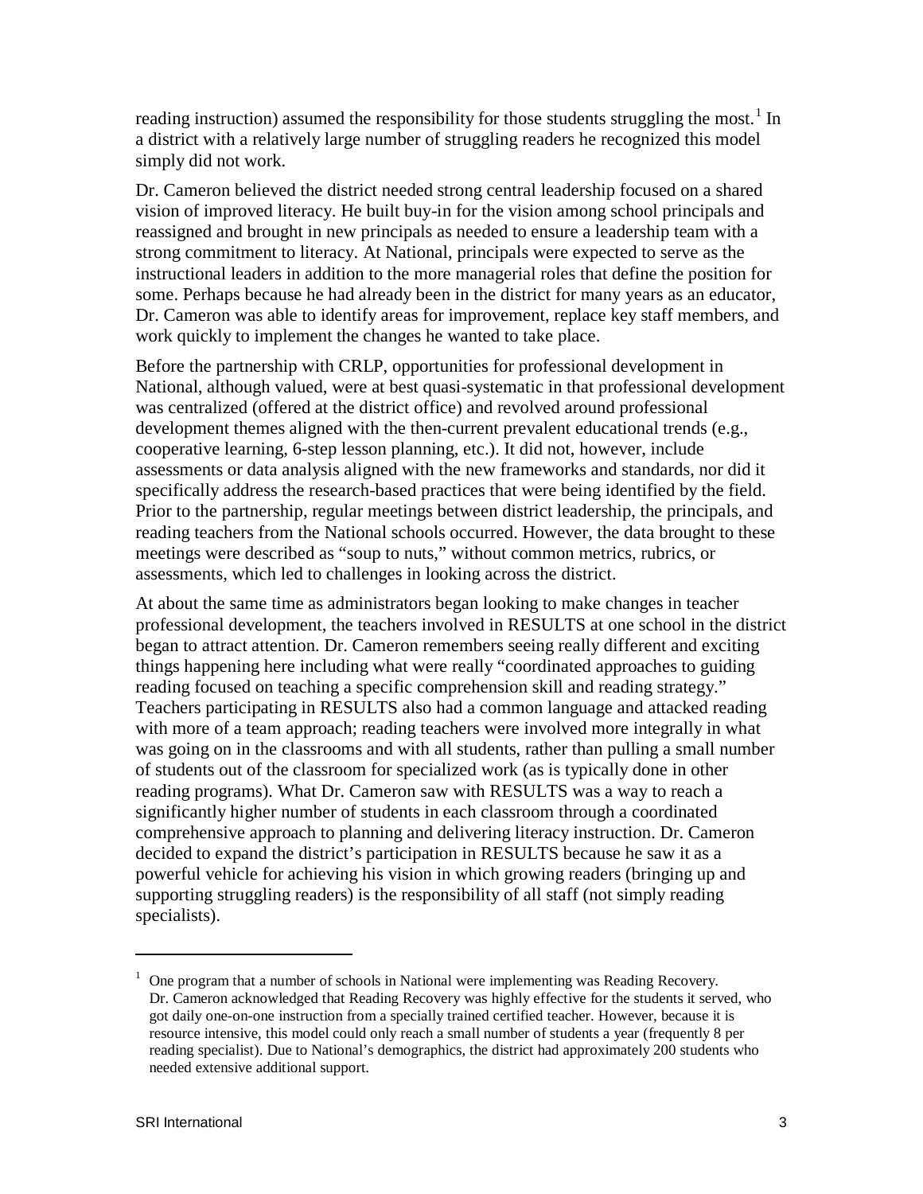reading instruction) assumed the responsibility for those students struggling the most.[1] In a district with a relatively large number of struggling readers he recognized this model simply did not work.

Dr. Cameron believed the district needed strong central leadership focused on a shared vision of improved literacy. He built buy-in for the vision among school principals and reassigned and brought in new principals as needed to ensure a leadership team with a strong commitment to literacy. At National, principals were expected to serve as the instructional leaders in addition to the more managerial roles that define the position for some. Perhaps because he had already been in the district for many years as an educator, Dr. Cameron was able to identify areas for improvement, replace key staff members, and work quickly to implement the changes he wanted to take place.

Before the partnership with CRLP, opportunities for professional development in National, although valued, were at best quasi-systematic in that professional development was centralized (offered at the district office) and revolved around professional development themes aligned with the then-current prevalent educational trends (e.g., cooperative learning, 6-step lesson planning, etc.). It did not, however, include assessments or data analysis aligned with the new frameworks and standards, nor did it specifically address the research-based practices that were being identified by the field. Prior to the partnership, regular meetings between district leadership, the principals, and reading teachers from the National schools occurred. However, the data brought to these meetings were described as "soup to nuts," without common metrics, rubrics, or assessments, which led to challenges in looking across the district.

At about the same time as administrators began looking to make changes in teacher professional development, the teachers involved in RESULTS at one school in the district began to attract attention. Dr. Cameron remembers seeing really different and exciting things happening here including what were really "coordinated approaches to guiding reading focused on teaching a specific comprehension skill and reading strategy." Teachers participating in RESULTS also had a common language and attacked reading with more of a team approach; reading teachers were involved more integrally in what was going on in the classrooms and with all students, rather than pulling a small number of students out of the classroom for specialized work (as is typically done in other reading programs). What Dr. Cameron saw with RESULTS was a way to reach a significantly higher number of students in each classroom through a coordinated comprehensive approach to planning and delivering literacy instruction. Dr. Cameron decided to expand the district's participation in RESULTS because he saw it as a powerful vehicle for achieving his vision in which growing readers (bringing up and supporting struggling readers) is the responsibility of all staff (not simply reading specialists).

---

[1] One program that a number of schools in National were implementing was Reading Recovery. Dr. Cameron acknowledged that Reading Recovery was highly effective for the students it served, who got daily one-on-one instruction from a specially trained certified teacher. However, because it is resource intensive, this model could only reach a small number of students a year (frequently 8 per reading specialist). Due to National's demographics, the district had approximately 200 students who needed extensive additional support.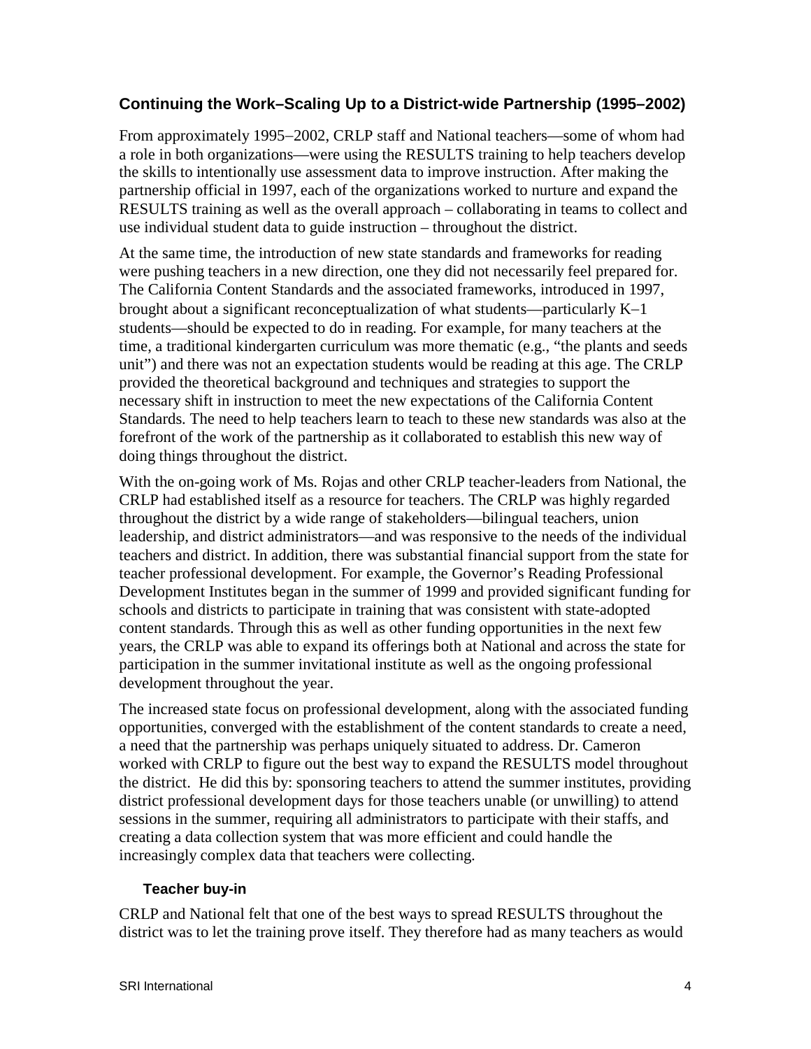### Continuing the Work–Scaling Up to a District-wide Partnership (1995–2002)

From approximately 1995–2002, CRLP staff and National teachers—some of whom had a role in both organizations—were using the RESULTS training to help teachers develop the skills to intentionally use assessment data to improve instruction. After making the partnership official in 1997, each of the organizations worked to nurture and expand the RESULTS training as well as the overall approach – collaborating in teams to collect and use individual student data to guide instruction – throughout the district.

At the same time, the introduction of new state standards and frameworks for reading were pushing teachers in a new direction, one they did not necessarily feel prepared for. The California Content Standards and the associated frameworks, introduced in 1997, brought about a significant reconceptualization of what students—particularly K–1 students—should be expected to do in reading. For example, for many teachers at the time, a traditional kindergarten curriculum was more thematic (e.g., "the plants and seeds unit") and there was not an expectation students would be reading at this age. The CRLP provided the theoretical background and techniques and strategies to support the necessary shift in instruction to meet the new expectations of the California Content Standards. The need to help teachers learn to teach to these new standards was also at the forefront of the work of the partnership as it collaborated to establish this new way of doing things throughout the district.

With the on-going work of Ms. Rojas and other CRLP teacher-leaders from National, the CRLP had established itself as a resource for teachers. The CRLP was highly regarded throughout the district by a wide range of stakeholders—bilingual teachers, union leadership, and district administrators—and was responsive to the needs of the individual teachers and district. In addition, there was substantial financial support from the state for teacher professional development. For example, the Governor's Reading Professional Development Institutes began in the summer of 1999 and provided significant funding for schools and districts to participate in training that was consistent with state-adopted content standards. Through this as well as other funding opportunities in the next few years, the CRLP was able to expand its offerings both at National and across the state for participation in the summer invitational institute as well as the ongoing professional development throughout the year.

The increased state focus on professional development, along with the associated funding opportunities, converged with the establishment of the content standards to create a need, a need that the partnership was perhaps uniquely situated to address. Dr. Cameron worked with CRLP to figure out the best way to expand the RESULTS model throughout the district. He did this by: sponsoring teachers to attend the summer institutes, providing district professional development days for those teachers unable (or unwilling) to attend sessions in the summer, requiring all administrators to participate with their staffs, and creating a data collection system that was more efficient and could handle the increasingly complex data that teachers were collecting.

#### Teacher buy-in

CRLP and National felt that one of the best ways to spread RESULTS throughout the district was to let the training prove itself. They therefore had as many teachers as would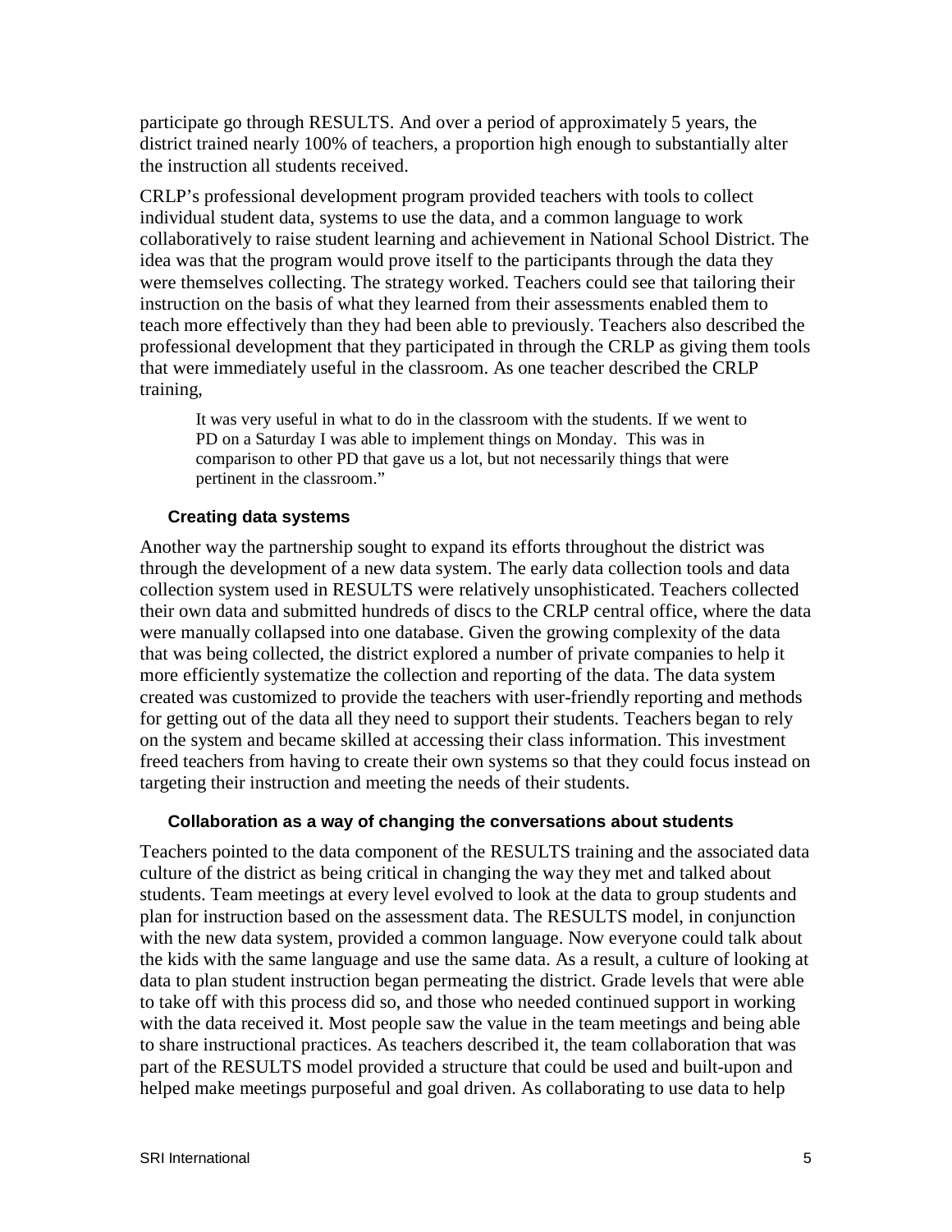participate go through RESULTS. And over a period of approximately 5 years, the district trained nearly 100% of teachers, a proportion high enough to substantially alter the instruction all students received.

CRLP's professional development program provided teachers with tools to collect individual student data, systems to use the data, and a common language to work collaboratively to raise student learning and achievement in National School District. The idea was that the program would prove itself to the participants through the data they were themselves collecting. The strategy worked. Teachers could see that tailoring their instruction on the basis of what they learned from their assessments enabled them to teach more effectively than they had been able to previously. Teachers also described the professional development that they participated in through the CRLP as giving them tools that were immediately useful in the classroom. As one teacher described the CRLP training,

> It was very useful in what to do in the classroom with the students. If we went to PD on a Saturday I was able to implement things on Monday. This was in comparison to other PD that gave us a lot, but not necessarily things that were pertinent in the classroom."

### Creating data systems

Another way the partnership sought to expand its efforts throughout the district was through the development of a new data system. The early data collection tools and data collection system used in RESULTS were relatively unsophisticated. Teachers collected their own data and submitted hundreds of discs to the CRLP central office, where the data were manually collapsed into one database. Given the growing complexity of the data that was being collected, the district explored a number of private companies to help it more efficiently systematize the collection and reporting of the data. The data system created was customized to provide the teachers with user-friendly reporting and methods for getting out of the data all they need to support their students. Teachers began to rely on the system and became skilled at accessing their class information. This investment freed teachers from having to create their own systems so that they could focus instead on targeting their instruction and meeting the needs of their students.

### Collaboration as a way of changing the conversations about students

Teachers pointed to the data component of the RESULTS training and the associated data culture of the district as being critical in changing the way they met and talked about students. Team meetings at every level evolved to look at the data to group students and plan for instruction based on the assessment data. The RESULTS model, in conjunction with the new data system, provided a common language. Now everyone could talk about the kids with the same language and use the same data. As a result, a culture of looking at data to plan student instruction began permeating the district. Grade levels that were able to take off with this process did so, and those who needed continued support in working with the data received it. Most people saw the value in the team meetings and being able to share instructional practices. As teachers described it, the team collaboration that was part of the RESULTS model provided a structure that could be used and built-upon and helped make meetings purposeful and goal driven. As collaborating to use data to help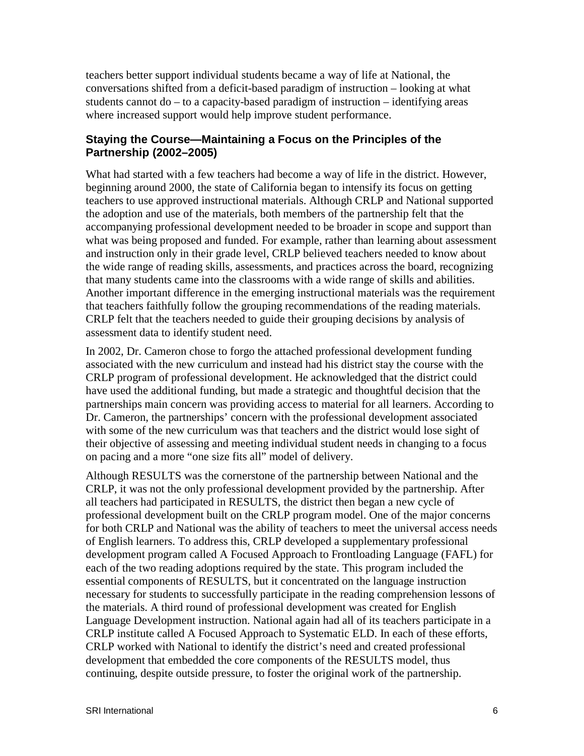teachers better support individual students became a way of life at National, the conversations shifted from a deficit-based paradigm of instruction – looking at what students cannot do – to a capacity-based paradigm of instruction – identifying areas where increased support would help improve student performance.

### Staying the Course—Maintaining a Focus on the Principles of the Partnership (2002–2005)

What had started with a few teachers had become a way of life in the district. However, beginning around 2000, the state of California began to intensify its focus on getting teachers to use approved instructional materials. Although CRLP and National supported the adoption and use of the materials, both members of the partnership felt that the accompanying professional development needed to be broader in scope and support than what was being proposed and funded. For example, rather than learning about assessment and instruction only in their grade level, CRLP believed teachers needed to know about the wide range of reading skills, assessments, and practices across the board, recognizing that many students came into the classrooms with a wide range of skills and abilities. Another important difference in the emerging instructional materials was the requirement that teachers faithfully follow the grouping recommendations of the reading materials. CRLP felt that the teachers needed to guide their grouping decisions by analysis of assessment data to identify student need.

In 2002, Dr. Cameron chose to forgo the attached professional development funding associated with the new curriculum and instead had his district stay the course with the CRLP program of professional development. He acknowledged that the district could have used the additional funding, but made a strategic and thoughtful decision that the partnerships main concern was providing access to material for all learners. According to Dr. Cameron, the partnerships' concern with the professional development associated with some of the new curriculum was that teachers and the district would lose sight of their objective of assessing and meeting individual student needs in changing to a focus on pacing and a more "one size fits all" model of delivery.

Although RESULTS was the cornerstone of the partnership between National and the CRLP, it was not the only professional development provided by the partnership. After all teachers had participated in RESULTS, the district then began a new cycle of professional development built on the CRLP program model. One of the major concerns for both CRLP and National was the ability of teachers to meet the universal access needs of English learners. To address this, CRLP developed a supplementary professional development program called A Focused Approach to Frontloading Language (FAFL) for each of the two reading adoptions required by the state. This program included the essential components of RESULTS, but it concentrated on the language instruction necessary for students to successfully participate in the reading comprehension lessons of the materials. A third round of professional development was created for English Language Development instruction. National again had all of its teachers participate in a CRLP institute called A Focused Approach to Systematic ELD. In each of these efforts, CRLP worked with National to identify the district's need and created professional development that embedded the core components of the RESULTS model, thus continuing, despite outside pressure, to foster the original work of the partnership.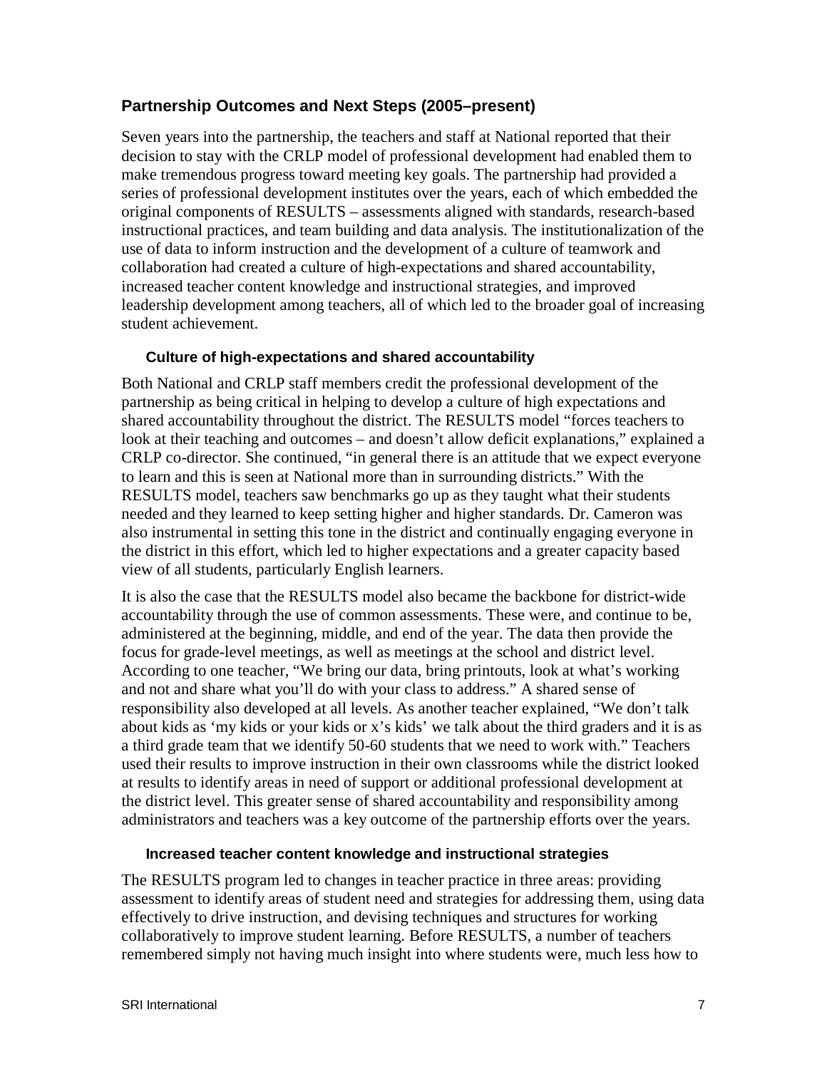## Partnership Outcomes and Next Steps (2005–present)

Seven years into the partnership, the teachers and staff at National reported that their decision to stay with the CRLP model of professional development had enabled them to make tremendous progress toward meeting key goals. The partnership had provided a series of professional development institutes over the years, each of which embedded the original components of RESULTS – assessments aligned with standards, research-based instructional practices, and team building and data analysis. The institutionalization of the use of data to inform instruction and the development of a culture of teamwork and collaboration had created a culture of high-expectations and shared accountability, increased teacher content knowledge and instructional strategies, and improved leadership development among teachers, all of which led to the broader goal of increasing student achievement.

### Culture of high-expectations and shared accountability

Both National and CRLP staff members credit the professional development of the partnership as being critical in helping to develop a culture of high expectations and shared accountability throughout the district. The RESULTS model "forces teachers to look at their teaching and outcomes – and doesn't allow deficit explanations," explained a CRLP co-director. She continued, "in general there is an attitude that we expect everyone to learn and this is seen at National more than in surrounding districts." With the RESULTS model, teachers saw benchmarks go up as they taught what their students needed and they learned to keep setting higher and higher standards. Dr. Cameron was also instrumental in setting this tone in the district and continually engaging everyone in the district in this effort, which led to higher expectations and a greater capacity based view of all students, particularly English learners.

It is also the case that the RESULTS model also became the backbone for district-wide accountability through the use of common assessments. These were, and continue to be, administered at the beginning, middle, and end of the year. The data then provide the focus for grade-level meetings, as well as meetings at the school and district level. According to one teacher, "We bring our data, bring printouts, look at what's working and not and share what you'll do with your class to address." A shared sense of responsibility also developed at all levels. As another teacher explained, "We don't talk about kids as 'my kids or your kids or x's kids' we talk about the third graders and it is as a third grade team that we identify 50-60 students that we need to work with." Teachers used their results to improve instruction in their own classrooms while the district looked at results to identify areas in need of support or additional professional development at the district level. This greater sense of shared accountability and responsibility among administrators and teachers was a key outcome of the partnership efforts over the years.

### Increased teacher content knowledge and instructional strategies

The RESULTS program led to changes in teacher practice in three areas: providing assessment to identify areas of student need and strategies for addressing them, using data effectively to drive instruction, and devising techniques and structures for working collaboratively to improve student learning. Before RESULTS, a number of teachers remembered simply not having much insight into where students were, much less how to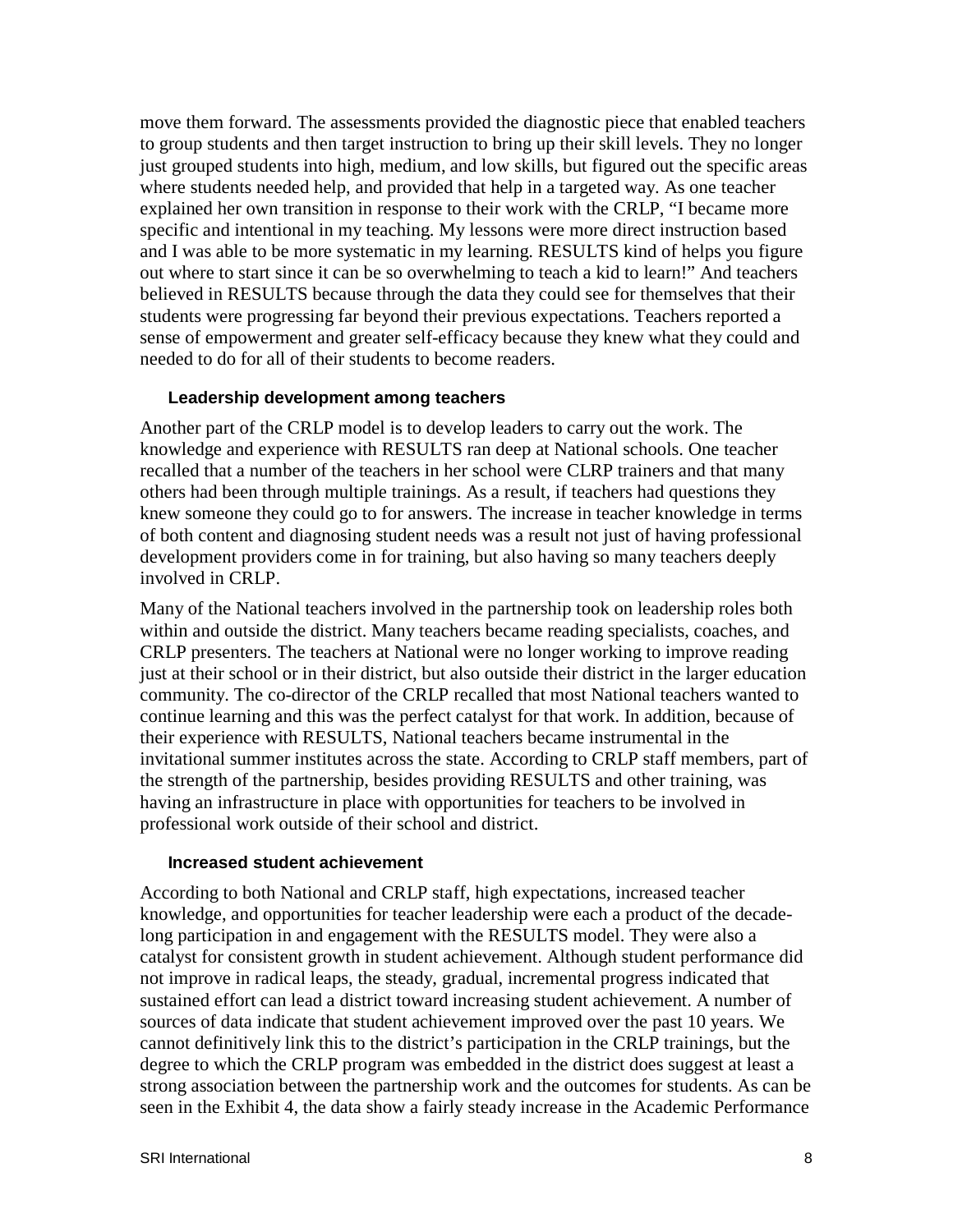move them forward. The assessments provided the diagnostic piece that enabled teachers to group students and then target instruction to bring up their skill levels. They no longer just grouped students into high, medium, and low skills, but figured out the specific areas where students needed help, and provided that help in a targeted way. As one teacher explained her own transition in response to their work with the CRLP, "I became more specific and intentional in my teaching. My lessons were more direct instruction based and I was able to be more systematic in my learning. RESULTS kind of helps you figure out where to start since it can be so overwhelming to teach a kid to learn!" And teachers believed in RESULTS because through the data they could see for themselves that their students were progressing far beyond their previous expectations. Teachers reported a sense of empowerment and greater self-efficacy because they knew what they could and needed to do for all of their students to become readers.

### Leadership development among teachers

Another part of the CRLP model is to develop leaders to carry out the work. The knowledge and experience with RESULTS ran deep at National schools. One teacher recalled that a number of the teachers in her school were CLRP trainers and that many others had been through multiple trainings. As a result, if teachers had questions they knew someone they could go to for answers. The increase in teacher knowledge in terms of both content and diagnosing student needs was a result not just of having professional development providers come in for training, but also having so many teachers deeply involved in CRLP.

Many of the National teachers involved in the partnership took on leadership roles both within and outside the district. Many teachers became reading specialists, coaches, and CRLP presenters. The teachers at National were no longer working to improve reading just at their school or in their district, but also outside their district in the larger education community. The co-director of the CRLP recalled that most National teachers wanted to continue learning and this was the perfect catalyst for that work. In addition, because of their experience with RESULTS, National teachers became instrumental in the invitational summer institutes across the state. According to CRLP staff members, part of the strength of the partnership, besides providing RESULTS and other training, was having an infrastructure in place with opportunities for teachers to be involved in professional work outside of their school and district.

### Increased student achievement

According to both National and CRLP staff, high expectations, increased teacher knowledge, and opportunities for teacher leadership were each a product of the decade-long participation in and engagement with the RESULTS model. They were also a catalyst for consistent growth in student achievement. Although student performance did not improve in radical leaps, the steady, gradual, incremental progress indicated that sustained effort can lead a district toward increasing student achievement. A number of sources of data indicate that student achievement improved over the past 10 years. We cannot definitively link this to the district's participation in the CRLP trainings, but the degree to which the CRLP program was embedded in the district does suggest at least a strong association between the partnership work and the outcomes for students. As can be seen in the Exhibit 4, the data show a fairly steady increase in the Academic Performance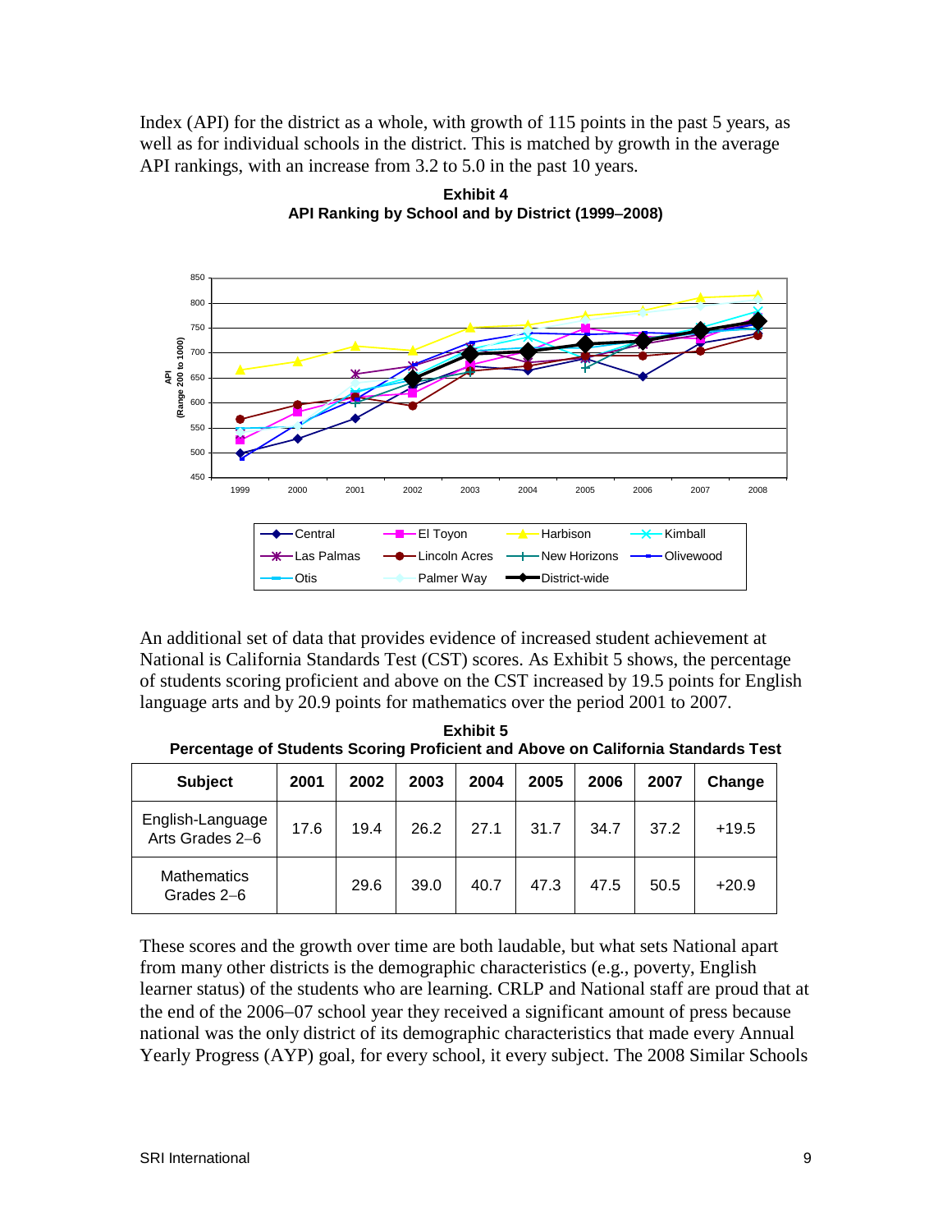Index (API) for the district as a whole, with growth of 115 points in the past 5 years, as well as for individual schools in the district. This is matched by growth in the average API rankings, with an increase from 3.2 to 5.0 in the past 10 years.

**Exhibit 4**
**API Ranking by School and by District (1999–2008)**

An additional set of data that provides evidence of increased student achievement at National is California Standards Test (CST) scores. As Exhibit 5 shows, the percentage of students scoring proficient and above on the CST increased by 19.5 points for English language arts and by 20.9 points for mathematics over the period 2001 to 2007.

**Exhibit 5**
**Percentage of Students Scoring Proficient and Above on California Standards Test**

| Subject | 2001 | 2002 | 2003 | 2004 | 2005 | 2006 | 2007 | Change |
|---|---|---|---|---|---|---|---|---|
| English-Language Arts Grades 2–6 | 17.6 | 19.4 | 26.2 | 27.1 | 31.7 | 34.7 | 37.2 | +19.5 |
| Mathematics Grades 2–6 | | 29.6 | 39.0 | 40.7 | 47.3 | 47.5 | 50.5 | +20.9 |

These scores and the growth over time are both laudable, but what sets National apart from many other districts is the demographic characteristics (e.g., poverty, English learner status) of the students who are learning. CRLP and National staff are proud that at the end of the 2006–07 school year they received a significant amount of press because national was the only district of its demographic characteristics that made every Annual Yearly Progress (AYP) goal, for every school, it every subject. The 2008 Similar Schools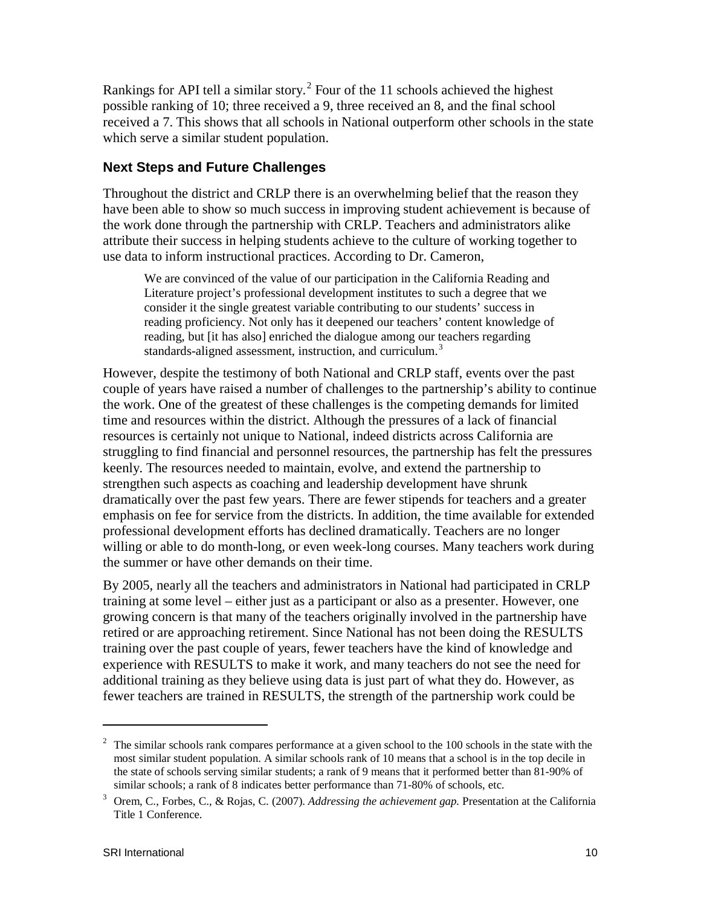Rankings for API tell a similar story.[2] Four of the 11 schools achieved the highest possible ranking of 10; three received a 9, three received an 8, and the final school received a 7. This shows that all schools in National outperform other schools in the state which serve a similar student population.

### Next Steps and Future Challenges

Throughout the district and CRLP there is an overwhelming belief that the reason they have been able to show so much success in improving student achievement is because of the work done through the partnership with CRLP. Teachers and administrators alike attribute their success in helping students achieve to the culture of working together to use data to inform instructional practices. According to Dr. Cameron,

> We are convinced of the value of our participation in the California Reading and Literature project's professional development institutes to such a degree that we consider it the single greatest variable contributing to our students' success in reading proficiency. Not only has it deepened our teachers' content knowledge of reading, but [it has also] enriched the dialogue among our teachers regarding standards-aligned assessment, instruction, and curriculum.[3]

However, despite the testimony of both National and CRLP staff, events over the past couple of years have raised a number of challenges to the partnership's ability to continue the work. One of the greatest of these challenges is the competing demands for limited time and resources within the district. Although the pressures of a lack of financial resources is certainly not unique to National, indeed districts across California are struggling to find financial and personnel resources, the partnership has felt the pressures keenly. The resources needed to maintain, evolve, and extend the partnership to strengthen such aspects as coaching and leadership development have shrunk dramatically over the past few years. There are fewer stipends for teachers and a greater emphasis on fee for service from the districts. In addition, the time available for extended professional development efforts has declined dramatically. Teachers are no longer willing or able to do month-long, or even week-long courses. Many teachers work during the summer or have other demands on their time.

By 2005, nearly all the teachers and administrators in National had participated in CRLP training at some level – either just as a participant or also as a presenter. However, one growing concern is that many of the teachers originally involved in the partnership have retired or are approaching retirement. Since National has not been doing the RESULTS training over the past couple of years, fewer teachers have the kind of knowledge and experience with RESULTS to make it work, and many teachers do not see the need for additional training as they believe using data is just part of what they do. However, as fewer teachers are trained in RESULTS, the strength of the partnership work could be

---

[2] The similar schools rank compares performance at a given school to the 100 schools in the state with the most similar student population. A similar schools rank of 10 means that a school is in the top decile in the state of schools serving similar students; a rank of 9 means that it performed better than 81-90% of similar schools; a rank of 8 indicates better performance than 71-80% of schools, etc.

[3] Orem, C., Forbes, C., & Rojas, C. (2007). *Addressing the achievement gap.* Presentation at the California Title 1 Conference.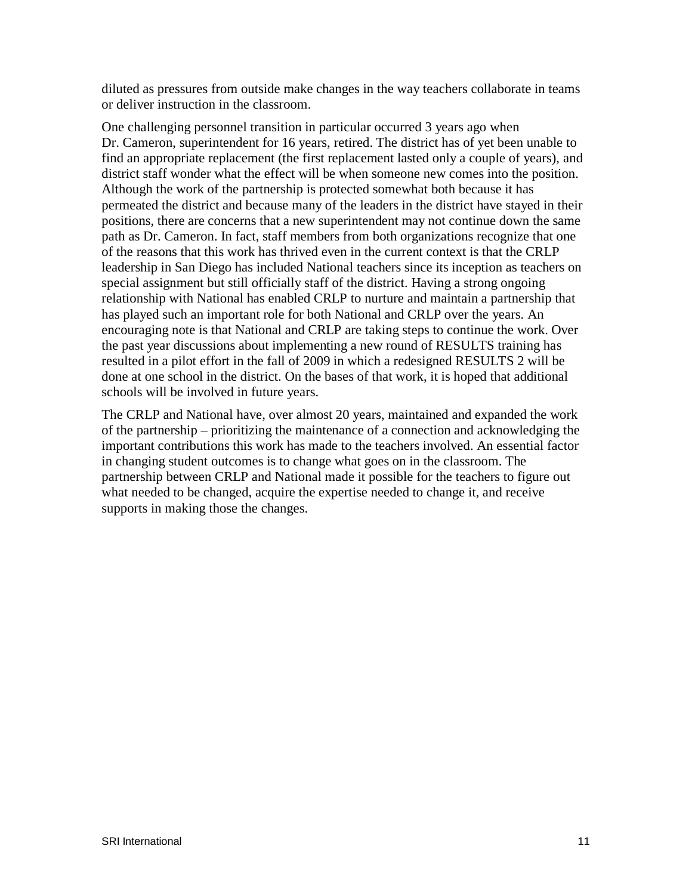diluted as pressures from outside make changes in the way teachers collaborate in teams or deliver instruction in the classroom.

One challenging personnel transition in particular occurred 3 years ago when Dr. Cameron, superintendent for 16 years, retired. The district has of yet been unable to find an appropriate replacement (the first replacement lasted only a couple of years), and district staff wonder what the effect will be when someone new comes into the position. Although the work of the partnership is protected somewhat both because it has permeated the district and because many of the leaders in the district have stayed in their positions, there are concerns that a new superintendent may not continue down the same path as Dr. Cameron. In fact, staff members from both organizations recognize that one of the reasons that this work has thrived even in the current context is that the CRLP leadership in San Diego has included National teachers since its inception as teachers on special assignment but still officially staff of the district. Having a strong ongoing relationship with National has enabled CRLP to nurture and maintain a partnership that has played such an important role for both National and CRLP over the years. An encouraging note is that National and CRLP are taking steps to continue the work. Over the past year discussions about implementing a new round of RESULTS training has resulted in a pilot effort in the fall of 2009 in which a redesigned RESULTS 2 will be done at one school in the district. On the bases of that work, it is hoped that additional schools will be involved in future years.

The CRLP and National have, over almost 20 years, maintained and expanded the work of the partnership – prioritizing the maintenance of a connection and acknowledging the important contributions this work has made to the teachers involved. An essential factor in changing student outcomes is to change what goes on in the classroom. The partnership between CRLP and National made it possible for the teachers to figure out what needed to be changed, acquire the expertise needed to change it, and receive supports in making those the changes.